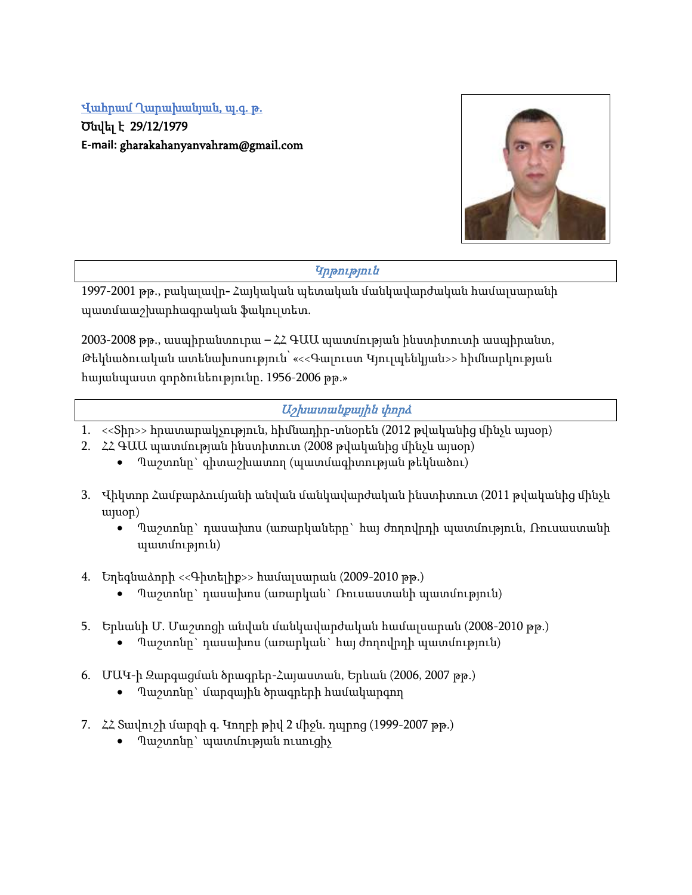Վահրամ Ղարախանյան, պ.գ. թ.

**Ծնվել է 29/12/1979**

**E-mail: gharakahanyanvahram@gmail.com**

## *Կրթություն*

1997-2001 թթ., բակալավր- Հայկական պետական մանկավարժական համալսարանի պատմաաշխարհագրական ֆակուլտետ.

2003-2008 թթ., ասպիրանտուրա – ՀՀ ԳԱԱ պատմության ինստիտուտի ասպիրանտ, Թեկնածուական ատենախոսություն՝ «<<Գալուստ Կյուլպենկյան>> հիմնարկության հայանպաստ գործունեությունը. 1956-2006 թթ.»

## *Աշխատանքային փորձ*

1. <<Տիր>> հրատարակչություն, հիմնադիր-տնօրեն (2012 թվականից մինչև այսօր)
2. ՀՀ ԳԱԱ պատմության ինստիտուտ (2008 թվականից մինչև այսօր)
   - Պաշտոնը՝ գիտաշխատող (պատմագիտության թեկնածու)
3. Վիկտոր Համբարձումյանի անվան մանկավարժական ինստիտուտ (2011 թվականից մինչև այսօր)
   - Պաշտոնը՝ դասախոս (առարկաները՝ հայ ժողովրդի պատմություն, Ռուսաստանի պատմություն)
4. Եղեգնաձորի <<Գիտելիք>> համալսարան (2009-2010 թթ.)
   - Պաշտոնը՝ դասախոս (առարկան՝ Ռուսաստանի պատմություն)
5. Երևանի Մ. Մաշտոցի անվան մանկավարժական համալսարան (2008-2010 թթ.)
   - Պաշտոնը՝ դասախոս (առարկան՝ հայ ժողովրդի պատմություն)
6. ՄԱԿ-ի Զարգացման ծրագրեր-Հայաստան, Երևան (2006, 2007 թթ.)
   - Պաշտոնը՝ մարզային ծրագրերի համակարգող
7. ՀՀ Տավուշի մարզի գ. Կողբի թիվ 2 միջն. դպրոց (1999-2007 թթ.)
   - Պաշտոնը՝ պատմության ուսուցիչ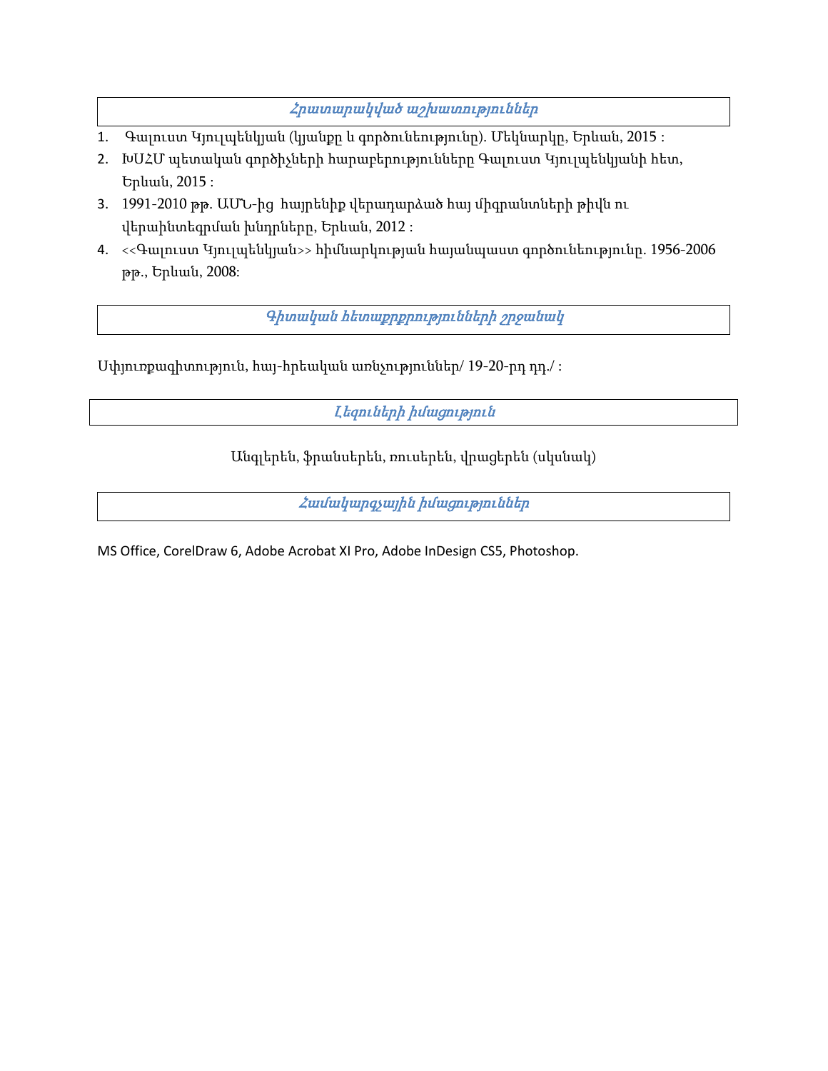## *Հրատարակված աշխատություններ*

1. Գալուստ Կյուլպենկյան (կյանքը և գործունեությունը). Մեկնարկը, Երևան, 2015 :
2. ԽՍՀՄ պետական գործիչների հարաբերությունները Գալուստ Կյուլպենկյանի հետ, Երևան, 2015 :
3. 1991-2010 թթ. ԱՄՆ-ից հայրենիք վերադարձած հայ միգրանտների թիվն ու վերաինտեգրման խնդրները, Երևան, 2012 :
4. <<Գալուստ Կյուլպենկյան>> հիմնարկության հայանպաստ գործունեությունը. 1956-2006 թթ., Երևան, 2008:

## *Գիտական հետաքրքրությունների շրջանակ*

Սփյուռքագիտություն, հայ-իրեական առնչություններ/ 19-20-րդ դդ./ :

## *Լեզուների իմացություն*

Անգլերեն, ֆրանսերեն, ռուսերեն, վրացերեն (սկսնակ)

## *Համակարգչային իմացություններ*

MS Office, CorelDraw 6, Adobe Acrobat XI Pro, Adobe InDesign CS5, Photoshop.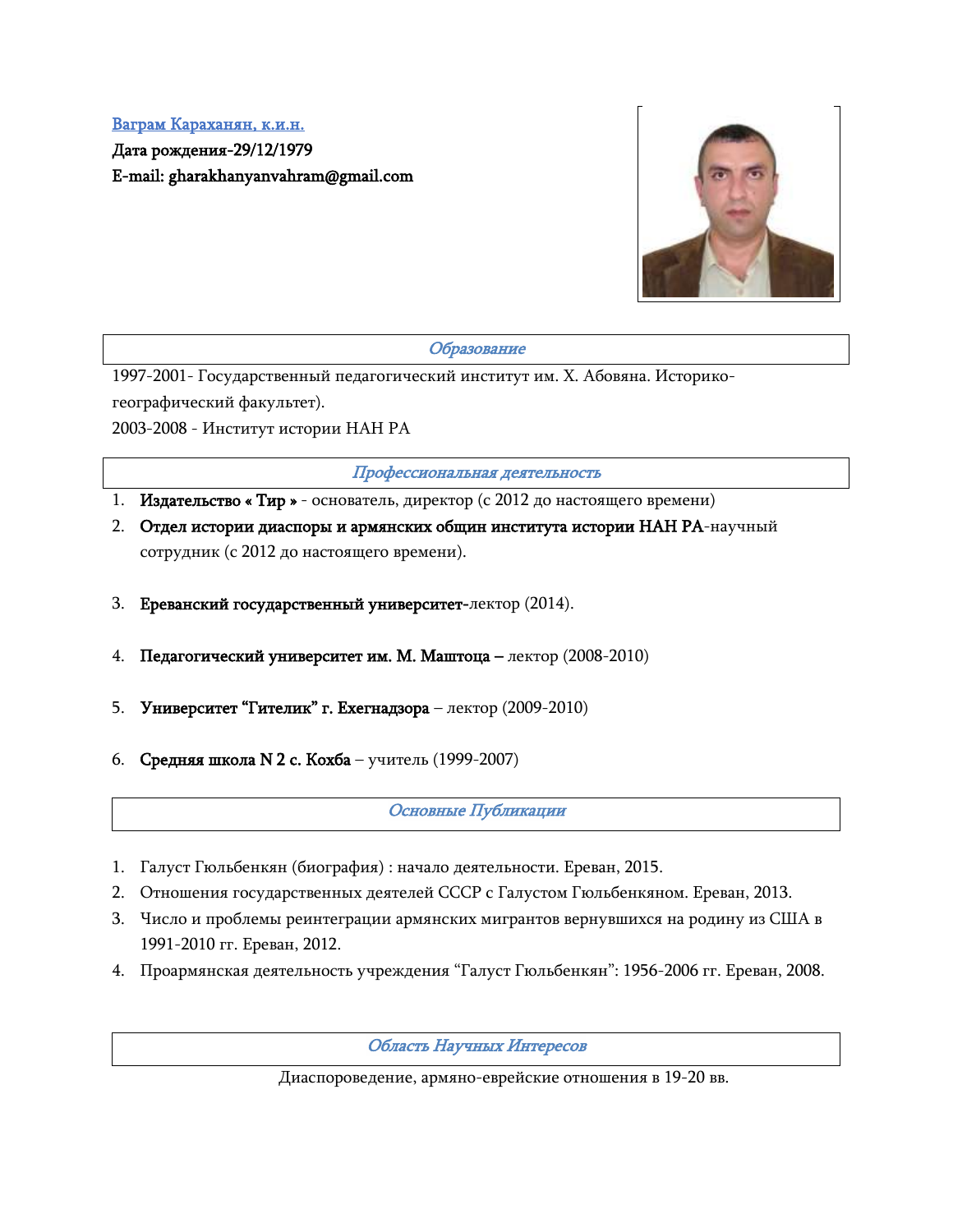[Ваграм Караханян, к.и.н.]

**Дата рождения-29/12/1979**

**E-mail: gharakhanyanvahram@gmail.com**

## *Образование*

1997-2001- Государственный педагогический институт им. Х. Абовяна. Историко-географический факультет).

2003-2008 - Институт истории НАН РА

## *Профессиональная деятельность*

1. **Издательство « Тир »** - основатель, директор (с 2012 до настоящего времени)
2. **Отдел истории диаспоры и армянских общин института истории НАН РА**-научный сотрудник (с 2012 до настоящего времени).
3. **Ереванский государственный университет**-лектор (2014).
4. **Педагогический университет им. М. Маштоца –** лектор (2008-2010)
5. **Университет "Гителик" г. Ехегнадзора** – лектор (2009-2010)
6. **Средняя школа N 2 с. Кохба** – учитель (1999-2007)

## *Основные Публикации*

1. Галуст Гюльбенкян (биография) : начало деятельности. Ереван, 2015.
2. Отношения государственных деятелей СССР с Галустом Гюльбенкяном. Ереван, 2013.
3. Число и проблемы реинтеграции армянских мигрантов вернувшихся на родину из США в 1991-2010 гг. Ереван, 2012.
4. Проармянская деятельность учреждения "Галуст Гюльбенкян": 1956-2006 гг. Ереван, 2008.

## *Область Научных Интересов*

Диаспороведение, армяно-еврейские отношения в 19-20 вв.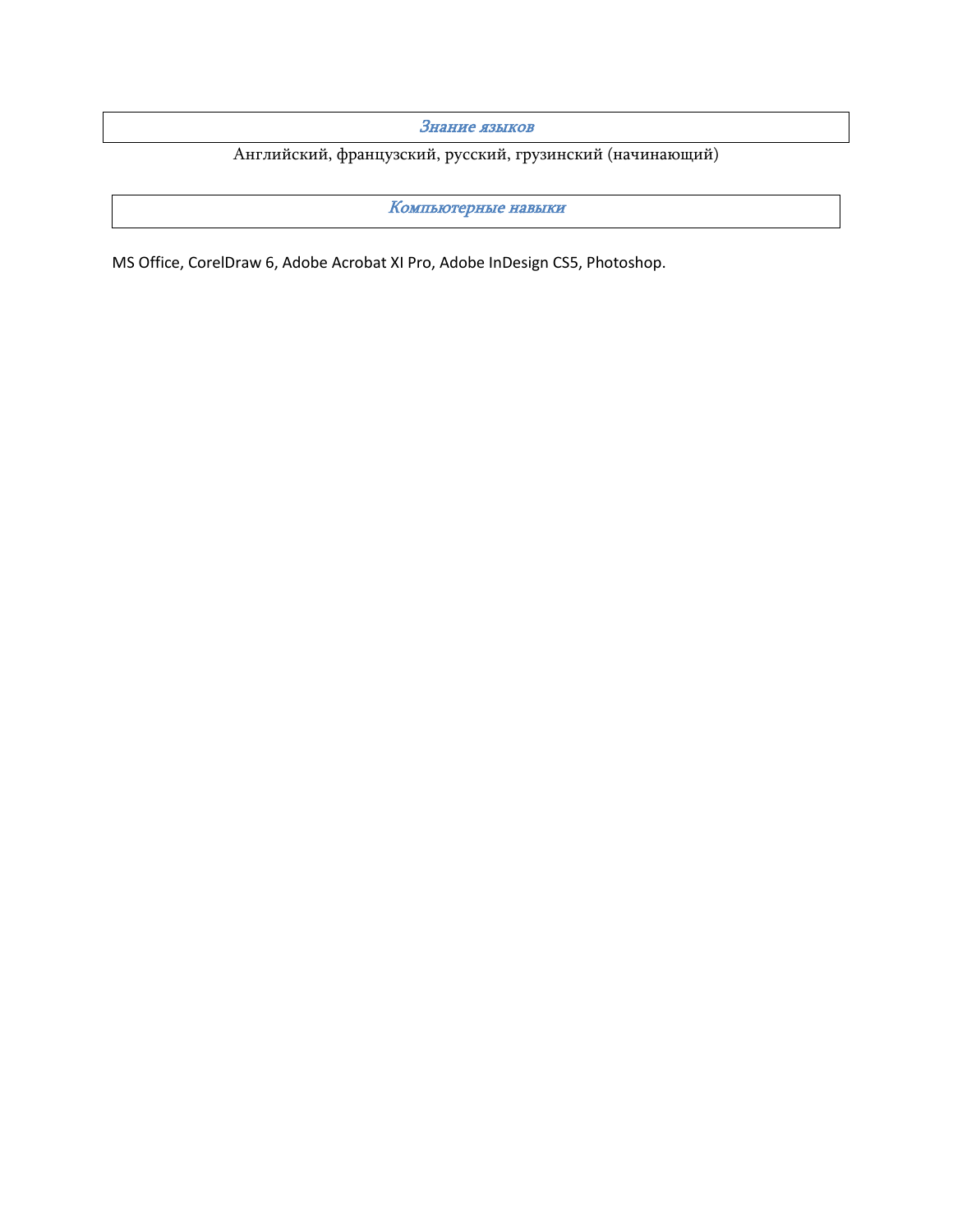## *Знание языков*

Английский, французский, русский, грузинский (начинающий)

## *Компьютерные навыки*

MS Office, CorelDraw 6, Adobe Acrobat XI Pro, Adobe InDesign CS5, Photoshop.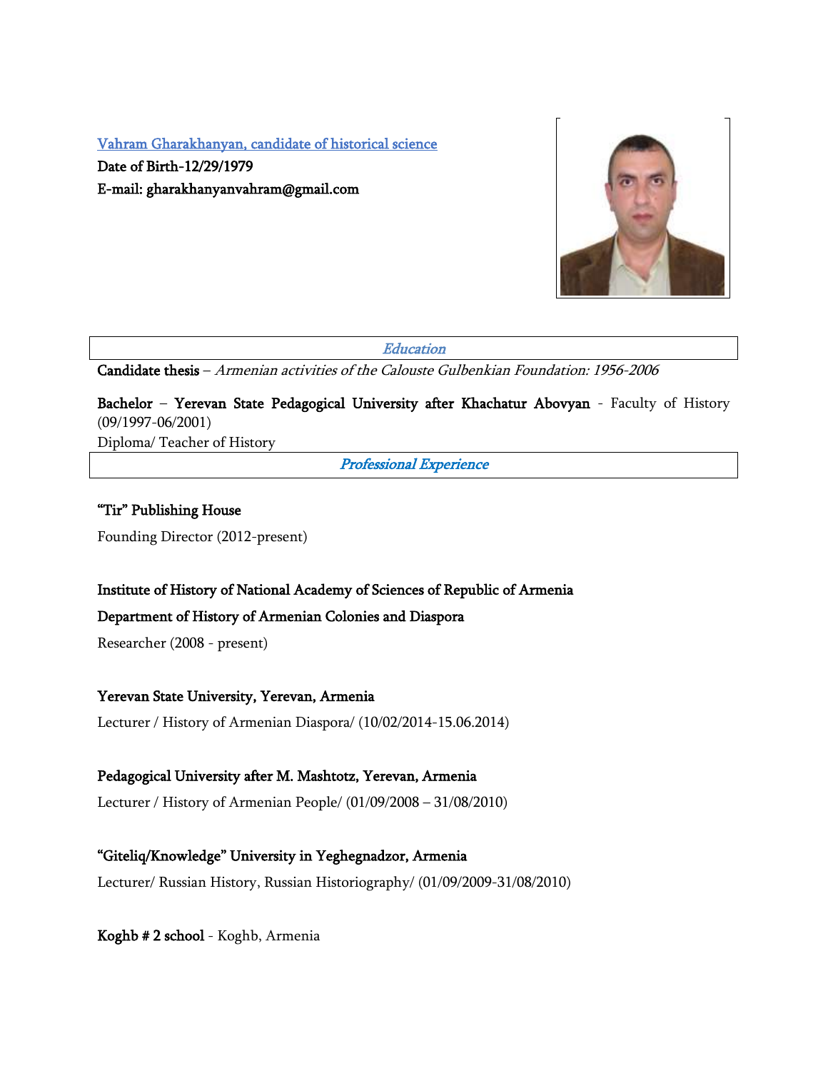Vahram Gharakhanyan, candidate of historical science

**Date of Birth-12/29/1979**

**E-mail: gharakhanyanvahram@gmail.com**

## *Education*

**Candidate thesis** – *Armenian activities of the Calouste Gulbenkian Foundation: 1956-2006*

**Bachelor** – **Yerevan State Pedagogical University after Khachatur Abovyan** - Faculty of History (09/1997-06/2001)

Diploma/ Teacher of History

## *Professional Experience*

**"Tir" Publishing House**

Founding Director (2012-present)

**Institute of History of National Academy of Sciences of Republic of Armenia**

**Department of History of Armenian Colonies and Diaspora**

Researcher (2008 - present)

**Yerevan State University, Yerevan, Armenia**

Lecturer / History of Armenian Diaspora/ (10/02/2014-15.06.2014)

**Pedagogical University after M. Mashtotz, Yerevan, Armenia**

Lecturer / History of Armenian People/ (01/09/2008 – 31/08/2010)

**"Giteliq/Knowledge" University in Yeghegnadzor, Armenia**

Lecturer/ Russian History, Russian Historiography/ (01/09/2009-31/08/2010)

**Koghb # 2 school** - Koghb, Armenia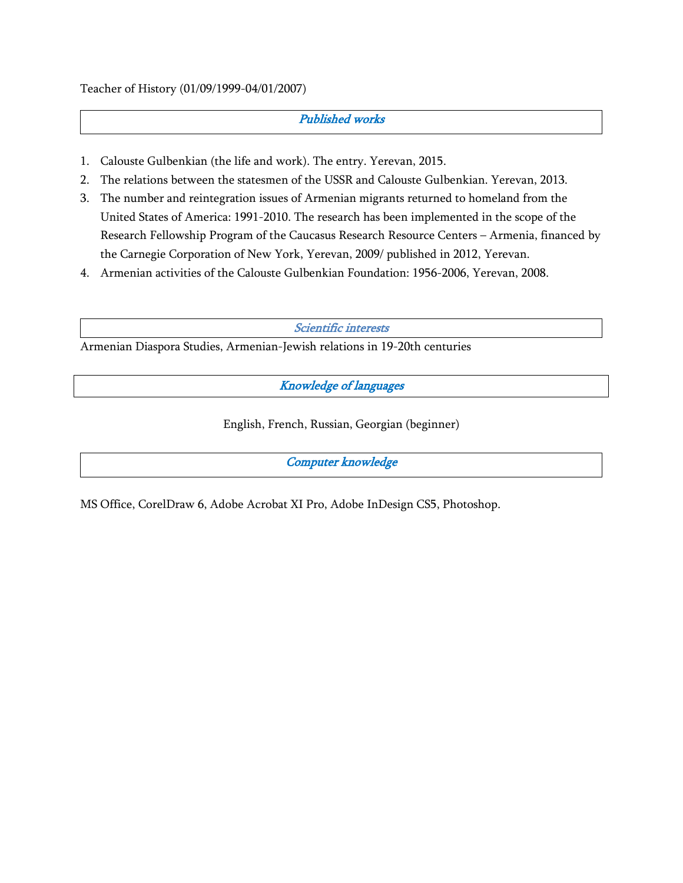Teacher of History (01/09/1999-04/01/2007)

## *Published works*

1. Calouste Gulbenkian (the life and work). The entry. Yerevan, 2015.
2. The relations between the statesmen of the USSR and Calouste Gulbenkian. Yerevan, 2013.
3. The number and reintegration issues of Armenian migrants returned to homeland from the United States of America: 1991-2010. The research has been implemented in the scope of the Research Fellowship Program of the Caucasus Research Resource Centers – Armenia, financed by the Carnegie Corporation of New York, Yerevan, 2009/ published in 2012, Yerevan.
4. Armenian activities of the Calouste Gulbenkian Foundation: 1956-2006, Yerevan, 2008.

## *Scientific interests*

Armenian Diaspora Studies, Armenian-Jewish relations in 19-20th centuries

## *Knowledge of languages*

English, French, Russian, Georgian (beginner)

## *Computer knowledge*

MS Office, CorelDraw 6, Adobe Acrobat XI Pro, Adobe InDesign CS5, Photoshop.